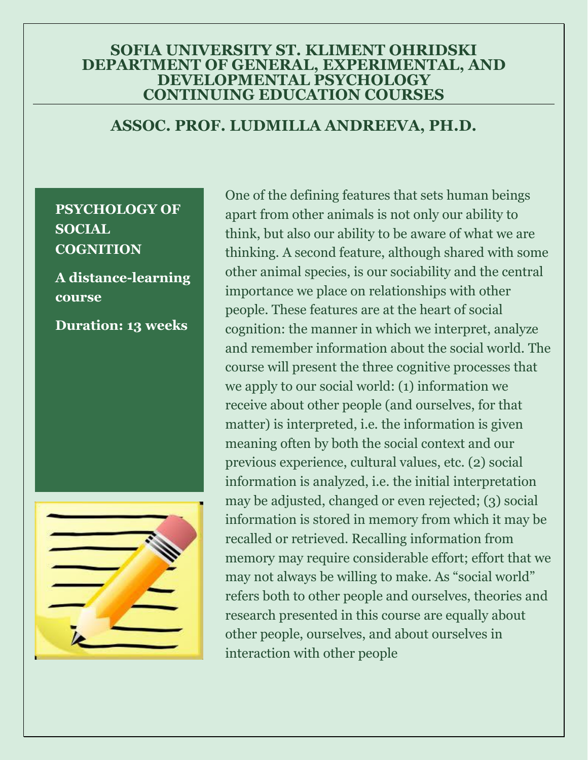# SOFIA UNIVERSITY ST. KLIMENT OHRIDSKI
# DEPARTMENT OF GENERAL, EXPERIMENTAL, AND DEVELOPMENTAL PSYCHOLOGY
# CONTINUING EDUCATION COURSES

## ASSOC. PROF. LUDMILLA ANDREEVA, PH.D.

**PSYCHOLOGY OF SOCIAL COGNITION**

**A distance-learning course**

**Duration: 13 weeks**

One of the defining features that sets human beings apart from other animals is not only our ability to think, but also our ability to be aware of what we are thinking. A second feature, although shared with some other animal species, is our sociability and the central importance we place on relationships with other people. These features are at the heart of social cognition: the manner in which we interpret, analyze and remember information about the social world. The course will present the three cognitive processes that we apply to our social world: (1) information we receive about other people (and ourselves, for that matter) is interpreted, i.e. the information is given meaning often by both the social context and our previous experience, cultural values, etc. (2) social information is analyzed, i.e. the initial interpretation may be adjusted, changed or even rejected; (3) social information is stored in memory from which it may be recalled or retrieved. Recalling information from memory may require considerable effort; effort that we may not always be willing to make. As "social world" refers both to other people and ourselves, theories and research presented in this course are equally about other people, ourselves, and about ourselves in interaction with other people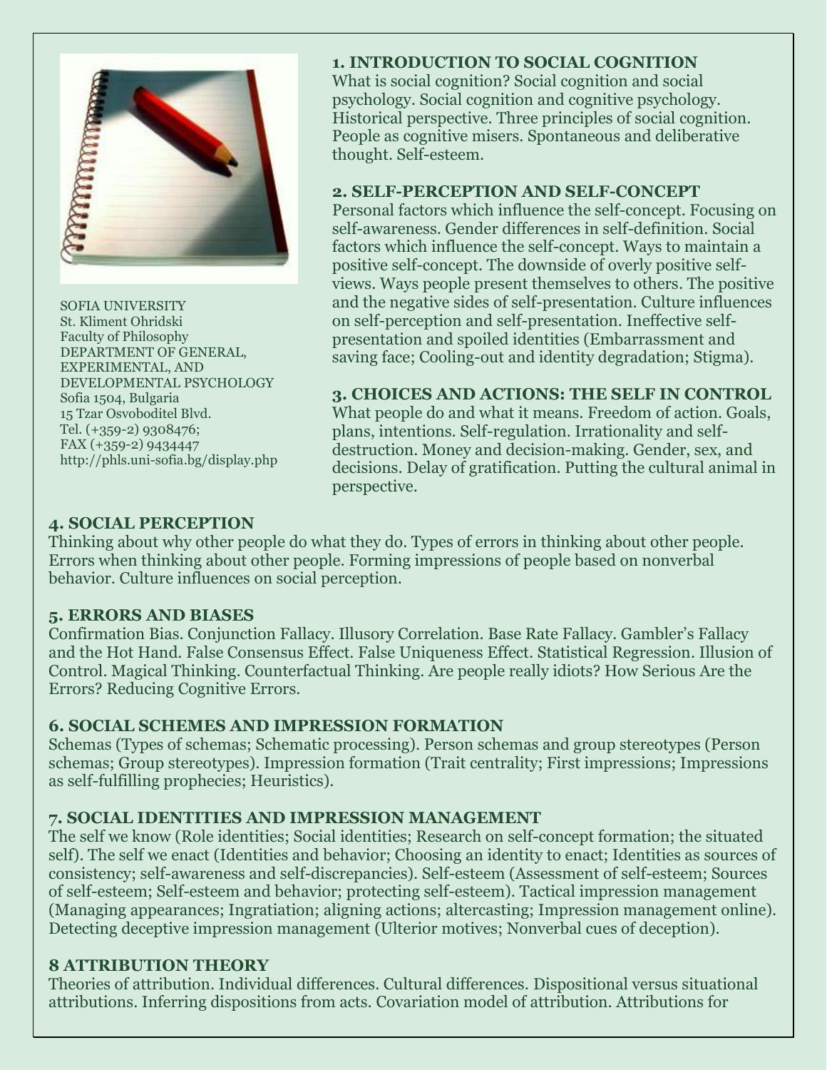SOFIA UNIVERSITY
St. Kliment Ohridski
Faculty of Philosophy
DEPARTMENT OF GENERAL, EXPERIMENTAL, AND DEVELOPMENTAL PSYCHOLOGY
Sofia 1504, Bulgaria
15 Tzar Osvoboditel Blvd.
Tel. (+359-2) 9308476;
FAX (+359-2) 9434447
http://phls.uni-sofia.bg/display.php

### 1. INTRODUCTION TO SOCIAL COGNITION

What is social cognition? Social cognition and social psychology. Social cognition and cognitive psychology. Historical perspective. Three principles of social cognition. People as cognitive misers. Spontaneous and deliberative thought. Self-esteem.

### 2. SELF-PERCEPTION AND SELF-CONCEPT

Personal factors which influence the self-concept. Focusing on self-awareness. Gender differences in self-definition. Social factors which influence the self-concept. Ways to maintain a positive self-concept. The downside of overly positive self-views. Ways people present themselves to others. The positive and the negative sides of self-presentation. Culture influences on self-perception and self-presentation. Ineffective self-presentation and spoiled identities (Embarrassment and saving face; Cooling-out and identity degradation; Stigma).

### 3. CHOICES AND ACTIONS: THE SELF IN CONTROL

What people do and what it means. Freedom of action. Goals, plans, intentions. Self-regulation. Irrationality and self-destruction. Money and decision-making. Gender, sex, and decisions. Delay of gratification. Putting the cultural animal in perspective.

### 4. SOCIAL PERCEPTION

Thinking about why other people do what they do. Types of errors in thinking about other people. Errors when thinking about other people. Forming impressions of people based on nonverbal behavior. Culture influences on social perception.

### 5. ERRORS AND BIASES

Confirmation Bias. Conjunction Fallacy. Illusory Correlation. Base Rate Fallacy. Gambler's Fallacy and the Hot Hand. False Consensus Effect. False Uniqueness Effect. Statistical Regression. Illusion of Control. Magical Thinking. Counterfactual Thinking. Are people really idiots? How Serious Are the Errors? Reducing Cognitive Errors.

### 6. SOCIAL SCHEMES AND IMPRESSION FORMATION

Schemas (Types of schemas; Schematic processing). Person schemas and group stereotypes (Person schemas; Group stereotypes). Impression formation (Trait centrality; First impressions; Impressions as self-fulfilling prophecies; Heuristics).

### 7. SOCIAL IDENTITIES AND IMPRESSION MANAGEMENT

The self we know (Role identities; Social identities; Research on self-concept formation; the situated self). The self we enact (Identities and behavior; Choosing an identity to enact; Identities as sources of consistency; self-awareness and self-discrepancies). Self-esteem (Assessment of self-esteem; Sources of self-esteem; Self-esteem and behavior; protecting self-esteem). Tactical impression management (Managing appearances; Ingratiation; aligning actions; altercasting; Impression management online). Detecting deceptive impression management (Ulterior motives; Nonverbal cues of deception).

### 8 ATTRIBUTION THEORY

Theories of attribution. Individual differences. Cultural differences. Dispositional versus situational attributions. Inferring dispositions from acts. Covariation model of attribution. Attributions for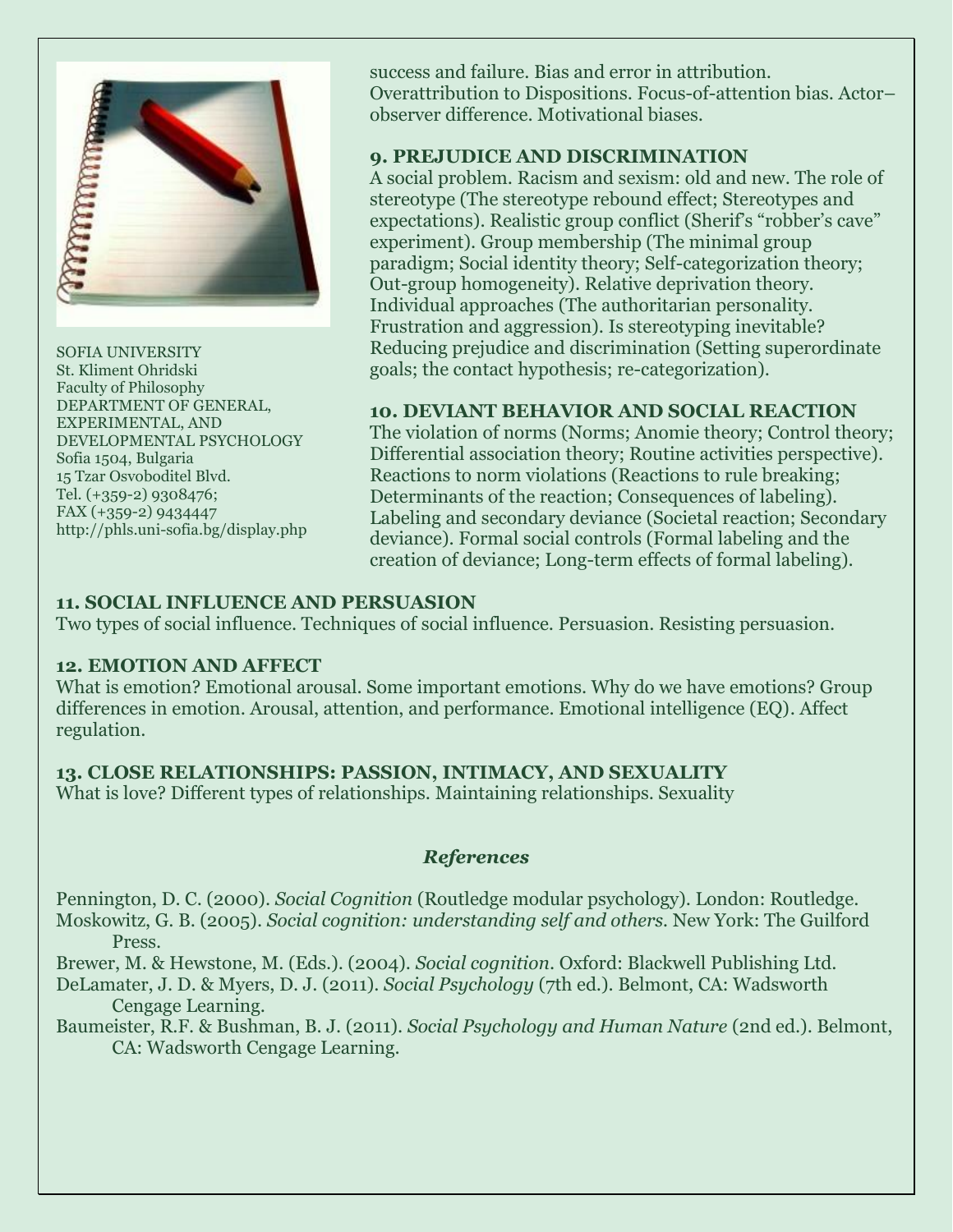SOFIA UNIVERSITY
St. Kliment Ohridski
Faculty of Philosophy
DEPARTMENT OF GENERAL, EXPERIMENTAL, AND DEVELOPMENTAL PSYCHOLOGY
Sofia 1504, Bulgaria
15 Tzar Osvoboditel Blvd.
Tel. (+359-2) 9308476;
FAX (+359-2) 9434447
http://phls.uni-sofia.bg/display.php

success and failure. Bias and error in attribution. Overattribution to Dispositions. Focus-of-attention bias. Actor–observer difference. Motivational biases.

### 9. PREJUDICE AND DISCRIMINATION

A social problem. Racism and sexism: old and new. The role of stereotype (The stereotype rebound effect; Stereotypes and expectations). Realistic group conflict (Sherif's "robber's cave" experiment). Group membership (The minimal group paradigm; Social identity theory; Self-categorization theory; Out-group homogeneity). Relative deprivation theory. Individual approaches (The authoritarian personality. Frustration and aggression). Is stereotyping inevitable? Reducing prejudice and discrimination (Setting superordinate goals; the contact hypothesis; re-categorization).

### 10. DEVIANT BEHAVIOR AND SOCIAL REACTION

The violation of norms (Norms; Anomie theory; Control theory; Differential association theory; Routine activities perspective). Reactions to norm violations (Reactions to rule breaking; Determinants of the reaction; Consequences of labeling). Labeling and secondary deviance (Societal reaction; Secondary deviance). Formal social controls (Formal labeling and the creation of deviance; Long-term effects of formal labeling).

### 11. SOCIAL INFLUENCE AND PERSUASION

Two types of social influence. Techniques of social influence. Persuasion. Resisting persuasion.

### 12. EMOTION AND AFFECT

What is emotion? Emotional arousal. Some important emotions. Why do we have emotions? Group differences in emotion. Arousal, attention, and performance. Emotional intelligence (EQ). Affect regulation.

### 13. CLOSE RELATIONSHIPS: PASSION, INTIMACY, AND SEXUALITY

What is love? Different types of relationships. Maintaining relationships. Sexuality

## *References*

Pennington, D. C. (2000). *Social Cognition* (Routledge modular psychology). London: Routledge.

Moskowitz, G. B. (2005). *Social cognition: understanding self and others*. New York: The Guilford Press.

Brewer, M. & Hewstone, M. (Eds.). (2004). *Social cognition*. Oxford: Blackwell Publishing Ltd.

DeLamater, J. D. & Myers, D. J. (2011). *Social Psychology* (7th ed.). Belmont, CA: Wadsworth Cengage Learning.

Baumeister, R.F. & Bushman, B. J. (2011). *Social Psychology and Human Nature* (2nd ed.). Belmont, CA: Wadsworth Cengage Learning.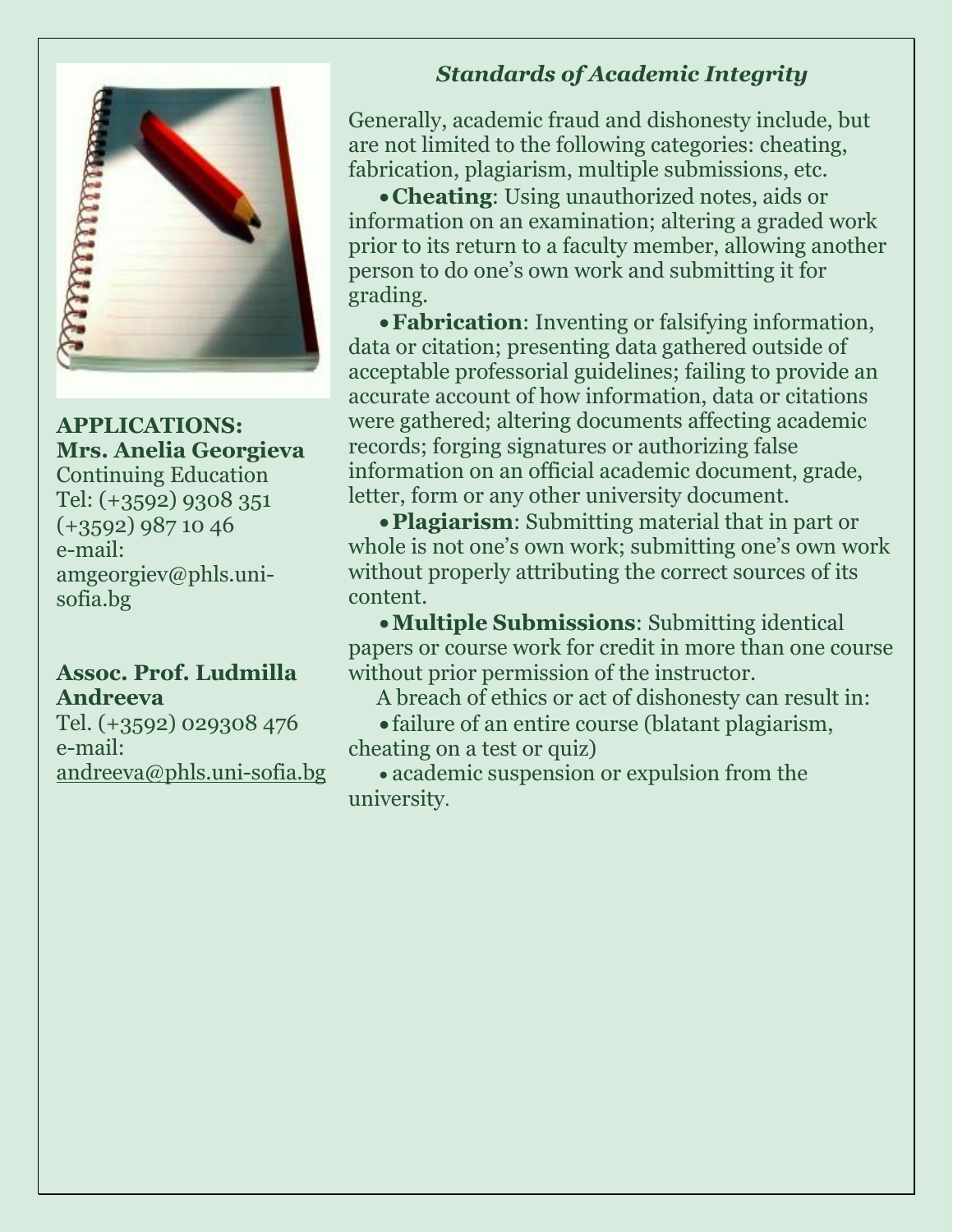**APPLICATIONS:**
**Mrs. Anelia Georgieva**
Continuing Education
Tel: (+3592) 9308 351
(+3592) 987 10 46
e-mail:
amgeorgiev@phls.uni-sofia.bg

**Assoc. Prof. Ludmilla Andreeva**
Tel. (+3592) 029308 476
e-mail:
andreeva@phls.uni-sofia.bg

### *Standards of Academic Integrity*

Generally, academic fraud and dishonesty include, but are not limited to the following categories: cheating, fabrication, plagiarism, multiple submissions, etc.

- **Cheating**: Using unauthorized notes, aids or information on an examination; altering a graded work prior to its return to a faculty member, allowing another person to do one's own work and submitting it for grading.
- **Fabrication**: Inventing or falsifying information, data or citation; presenting data gathered outside of acceptable professorial guidelines; failing to provide an accurate account of how information, data or citations were gathered; altering documents affecting academic records; forging signatures or authorizing false information on an official academic document, grade, letter, form or any other university document.
- **Plagiarism**: Submitting material that in part or whole is not one's own work; submitting one's own work without properly attributing the correct sources of its content.
- **Multiple Submissions**: Submitting identical papers or course work for credit in more than one course without prior permission of the instructor.

A breach of ethics or act of dishonesty can result in:

- failure of an entire course (blatant plagiarism, cheating on a test or quiz)
- academic suspension or expulsion from the university.